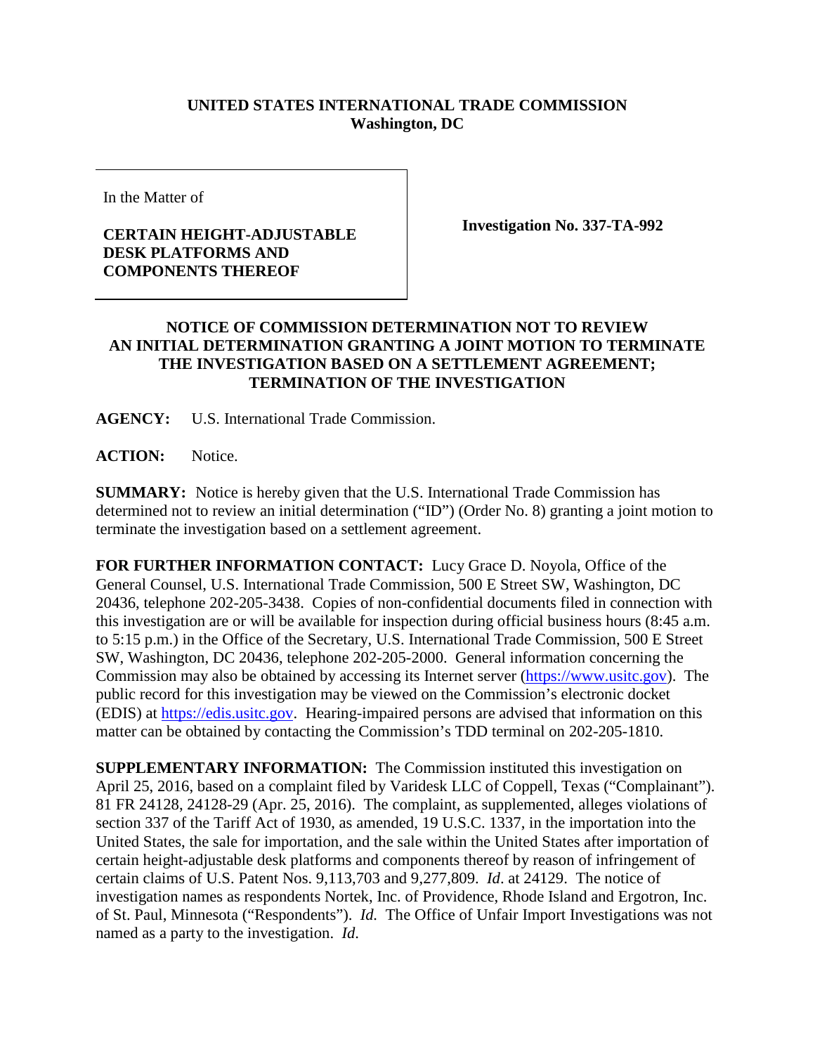**UNITED STATES INTERNATIONAL TRADE COMMISSION**
**Washington, DC**

| In the Matter of<br><br>**CERTAIN HEIGHT-ADJUSTABLE DESK PLATFORMS AND COMPONENTS THEREOF** | **Investigation No. 337-TA-992** |
|---|---|

**NOTICE OF COMMISSION DETERMINATION NOT TO REVIEW AN INITIAL DETERMINATION GRANTING A JOINT MOTION TO TERMINATE THE INVESTIGATION BASED ON A SETTLEMENT AGREEMENT; TERMINATION OF THE INVESTIGATION**

**AGENCY:** U.S. International Trade Commission.

**ACTION:** Notice.

**SUMMARY:** Notice is hereby given that the U.S. International Trade Commission has determined not to review an initial determination ("ID") (Order No. 8) granting a joint motion to terminate the investigation based on a settlement agreement.

**FOR FURTHER INFORMATION CONTACT:** Lucy Grace D. Noyola, Office of the General Counsel, U.S. International Trade Commission, 500 E Street SW, Washington, DC 20436, telephone 202-205-3438. Copies of non-confidential documents filed in connection with this investigation are or will be available for inspection during official business hours (8:45 a.m. to 5:15 p.m.) in the Office of the Secretary, U.S. International Trade Commission, 500 E Street SW, Washington, DC 20436, telephone 202-205-2000. General information concerning the Commission may also be obtained by accessing its Internet server (https://www.usitc.gov). The public record for this investigation may be viewed on the Commission's electronic docket (EDIS) at https://edis.usitc.gov. Hearing-impaired persons are advised that information on this matter can be obtained by contacting the Commission's TDD terminal on 202-205-1810.

**SUPPLEMENTARY INFORMATION:** The Commission instituted this investigation on April 25, 2016, based on a complaint filed by Varidesk LLC of Coppell, Texas ("Complainant"). 81 FR 24128, 24128-29 (Apr. 25, 2016). The complaint, as supplemented, alleges violations of section 337 of the Tariff Act of 1930, as amended, 19 U.S.C. 1337, in the importation into the United States, the sale for importation, and the sale within the United States after importation of certain height-adjustable desk platforms and components thereof by reason of infringement of certain claims of U.S. Patent Nos. 9,113,703 and 9,277,809. *Id*. at 24129. The notice of investigation names as respondents Nortek, Inc. of Providence, Rhode Island and Ergotron, Inc. of St. Paul, Minnesota ("Respondents"). *Id.* The Office of Unfair Import Investigations was not named as a party to the investigation. *Id*.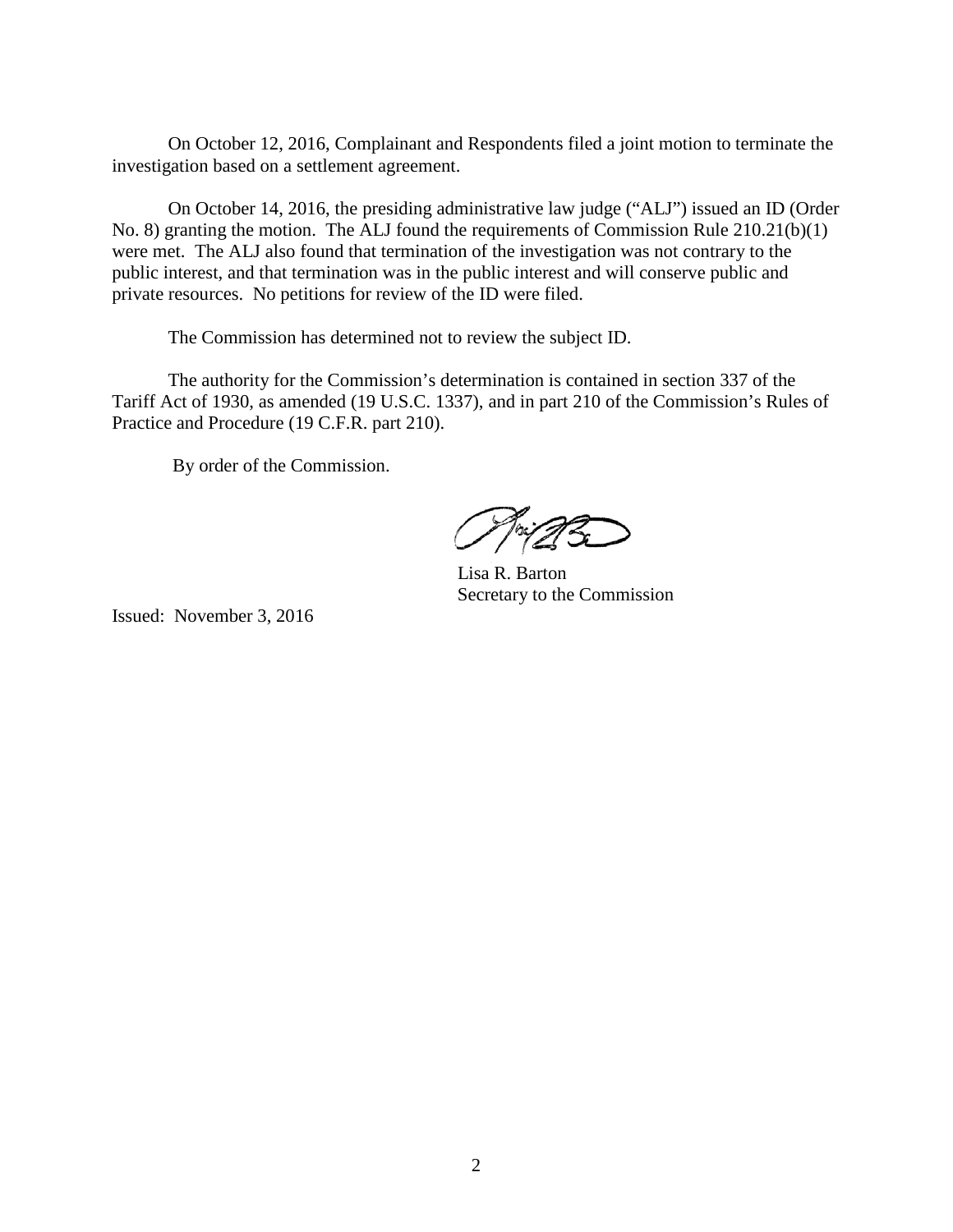On October 12, 2016, Complainant and Respondents filed a joint motion to terminate the investigation based on a settlement agreement.

On October 14, 2016, the presiding administrative law judge ("ALJ") issued an ID (Order No. 8) granting the motion. The ALJ found the requirements of Commission Rule 210.21(b)(1) were met. The ALJ also found that termination of the investigation was not contrary to the public interest, and that termination was in the public interest and will conserve public and private resources. No petitions for review of the ID were filed.

The Commission has determined not to review the subject ID.

The authority for the Commission's determination is contained in section 337 of the Tariff Act of 1930, as amended (19 U.S.C. 1337), and in part 210 of the Commission's Rules of Practice and Procedure (19 C.F.R. part 210).

By order of the Commission.

Lisa R. Barton
Secretary to the Commission

Issued: November 3, 2016